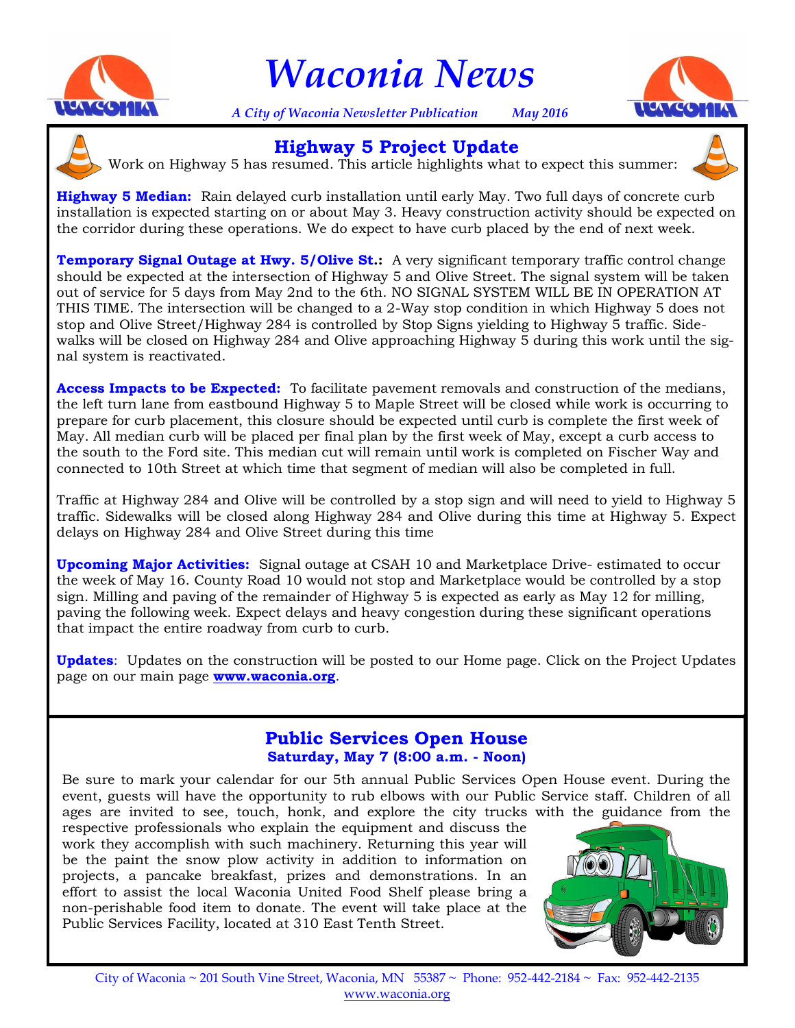# Waconia News

*A City of Waconia Newsletter Publication* *May 2016*

## Highway 5 Project Update

Work on Highway 5 has resumed. This article highlights what to expect this summer:

**Highway 5 Median:** Rain delayed curb installation until early May. Two full days of concrete curb installation is expected starting on or about May 3. Heavy construction activity should be expected on the corridor during these operations. We do expect to have curb placed by the end of next week.

**Temporary Signal Outage at Hwy. 5/Olive St.:** A very significant temporary traffic control change should be expected at the intersection of Highway 5 and Olive Street. The signal system will be taken out of service for 5 days from May 2nd to the 6th. NO SIGNAL SYSTEM WILL BE IN OPERATION AT THIS TIME. The intersection will be changed to a 2-Way stop condition in which Highway 5 does not stop and Olive Street/Highway 284 is controlled by Stop Signs yielding to Highway 5 traffic. Sidewalks will be closed on Highway 284 and Olive approaching Highway 5 during this work until the signal system is reactivated.

**Access Impacts to be Expected:** To facilitate pavement removals and construction of the medians, the left turn lane from eastbound Highway 5 to Maple Street will be closed while work is occurring to prepare for curb placement, this closure should be expected until curb is complete the first week of May. All median curb will be placed per final plan by the first week of May, except a curb access to the south to the Ford site. This median cut will remain until work is completed on Fischer Way and connected to 10th Street at which time that segment of median will also be completed in full.

Traffic at Highway 284 and Olive will be controlled by a stop sign and will need to yield to Highway 5 traffic. Sidewalks will be closed along Highway 284 and Olive during this time at Highway 5. Expect delays on Highway 284 and Olive Street during this time

**Upcoming Major Activities:** Signal outage at CSAH 10 and Marketplace Drive- estimated to occur the week of May 16. County Road 10 would not stop and Marketplace would be controlled by a stop sign. Milling and paving of the remainder of Highway 5 is expected as early as May 12 for milling, paving the following week. Expect delays and heavy congestion during these significant operations that impact the entire roadway from curb to curb.

**Updates**: Updates on the construction will be posted to our Home page. Click on the Project Updates page on our main page **www.waconia.org**.

## Public Services Open House

**Saturday, May 7 (8:00 a.m. - Noon)**

Be sure to mark your calendar for our 5th annual Public Services Open House event. During the event, guests will have the opportunity to rub elbows with our Public Service staff. Children of all ages are invited to see, touch, honk, and explore the city trucks with the guidance from the respective professionals who explain the equipment and discuss the work they accomplish with such machinery. Returning this year will be the paint the snow plow activity in addition to information on projects, a pancake breakfast, prizes and demonstrations. In an effort to assist the local Waconia United Food Shelf please bring a non-perishable food item to donate. The event will take place at the Public Services Facility, located at 310 East Tenth Street.

City of Waconia ~ 201 South Vine Street, Waconia, MN 55387 ~ Phone: 952-442-2184 ~ Fax: 952-442-2135
www.waconia.org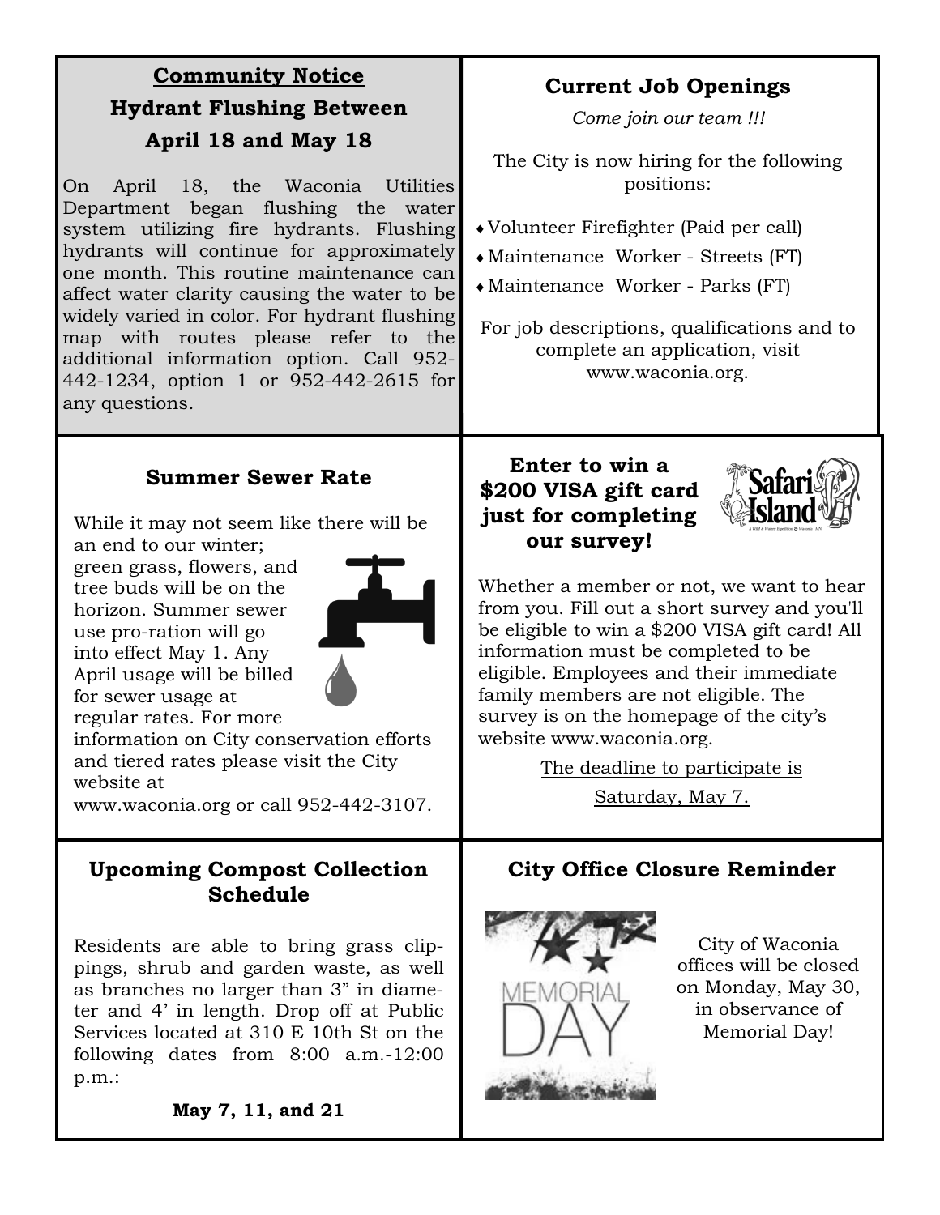## Community Notice

### Hydrant Flushing Between April 18 and May 18

On April 18, the Waconia Utilities Department began flushing the water system utilizing fire hydrants. Flushing hydrants will continue for approximately one month. This routine maintenance can affect water clarity causing the water to be widely varied in color. For hydrant flushing map with routes please refer to the additional information option. Call 952-442-1234, option 1 or 952-442-2615 for any questions.

### Current Job Openings

*Come join our team !!!*

The City is now hiring for the following positions:

- Volunteer Firefighter (Paid per call)
- Maintenance Worker - Streets (FT)
- Maintenance Worker - Parks (FT)

For job descriptions, qualifications and to complete an application, visit www.waconia.org.

### Summer Sewer Rate

While it may not seem like there will be an end to our winter; green grass, flowers, and tree buds will be on the horizon. Summer sewer use pro-ration will go into effect May 1. Any April usage will be billed for sewer usage at regular rates. For more information on City conservation efforts and tiered rates please visit the City website at www.waconia.org or call 952-442-3107.

### Enter to win a $200 VISA gift card just for completing our survey!

Whether a member or not, we want to hear from you. Fill out a short survey and you'll be eligible to win a $200 VISA gift card! All information must be completed to be eligible. Employees and their immediate family members are not eligible. The survey is on the homepage of the city's website www.waconia.org.

The deadline to participate is Saturday, May 7.

### Upcoming Compost Collection Schedule

Residents are able to bring grass clippings, shrub and garden waste, as well as branches no larger than 3" in diameter and 4' in length. Drop off at Public Services located at 310 E 10th St on the following dates from 8:00 a.m.-12:00 p.m.:

**May 7, 11, and 21**

### City Office Closure Reminder

City of Waconia offices will be closed on Monday, May 30, in observance of Memorial Day!